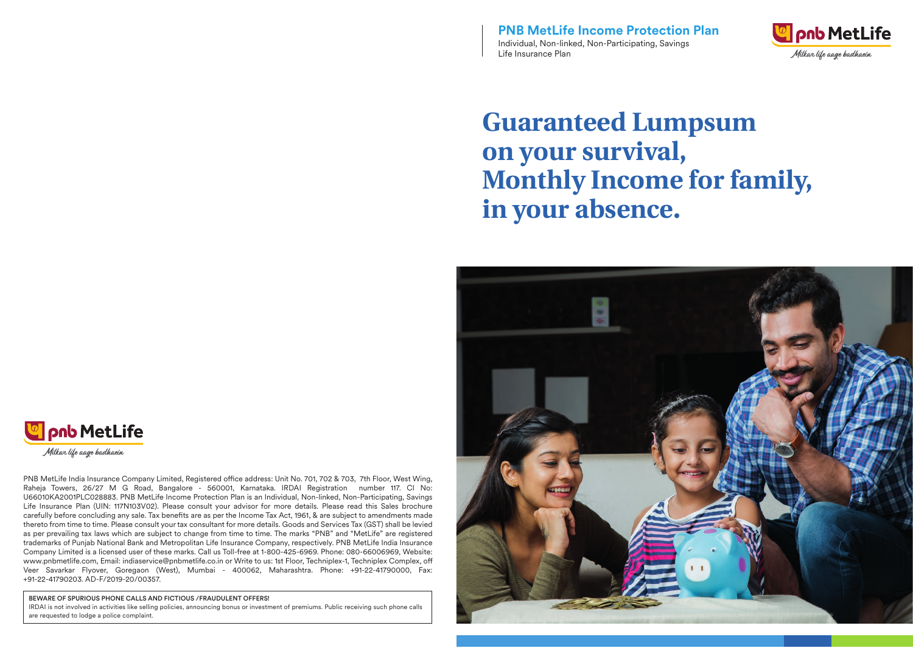**PNB MetLife Income Protection Plan**

Individual, Non-linked, Non-Participating, Savings Life Insurance Plan

pnb MetLife

*Milkar life aage badhaein*

# Guaranteed Lumpsum on your survival, Monthly Income for family, in your absence.

pnb MetLife

*Milkar life aage badhaein*

PNB MetLife India Insurance Company Limited, Registered office address: Unit No. 701, 702 & 703, 7th Floor, West Wing, Raheja Towers, 26/27 M G Road, Bangalore - 560001, Karnataka. IRDAI Registration number 117. CI No: U66010KA2001PLC028883. PNB MetLife Income Protection Plan is an Individual, Non-linked, Non-Participating, Savings Life Insurance Plan (UIN: 117N103V02). Please consult your advisor for more details. Please read this Sales brochure carefully before concluding any sale. Tax benefits are as per the Income Tax Act, 1961, & are subject to amendments made thereto from time to time. Please consult your tax consultant for more details. Goods and Services Tax (GST) shall be levied as per prevailing tax laws which are subject to change from time to time. The marks "PNB" and "MetLife" are registered trademarks of Punjab National Bank and Metropolitan Life Insurance Company, respectively. PNB MetLife India Insurance Company Limited is a licensed user of these marks. Call us Toll-free at 1-800-425-6969. Phone: 080-66006969, Website: www.pnbmetlife.com, Email: indiaservice@pnbmetlife.co.in or Write to us: 1st Floor, Techniplex-1, Techniplex Complex, off Veer Savarkar Flyover, Goregaon (West), Mumbai - 400062, Maharashtra. Phone: +91-22-41790000, Fax: +91-22-41790203. AD-F/2019-20/00357.

**BEWARE OF SPURIOUS PHONE CALLS AND FICTIOUS /FRAUDULENT OFFERS!**

IRDAI is not involved in activities like selling policies, announcing bonus or investment of premiums. Public receiving such phone calls are requested to lodge a police complaint.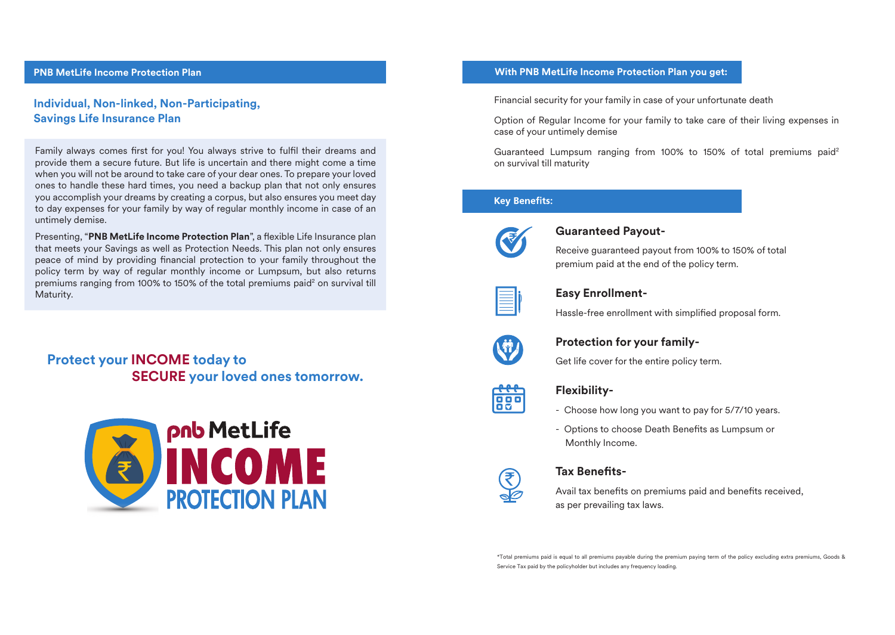## PNB MetLife Income Protection Plan

### Individual, Non-linked, Non-Participating, Savings Life Insurance Plan

Family always comes first for you! You always strive to fulfil their dreams and provide them a secure future. But life is uncertain and there might come a time when you will not be around to take care of your dear ones. To prepare your loved ones to handle these hard times, you need a backup plan that not only ensures you accomplish your dreams by creating a corpus, but also ensures you meet day to day expenses for your family by way of regular monthly income in case of an untimely demise.

Presenting, "**PNB MetLife Income Protection Plan**", a flexible Life Insurance plan that meets your Savings as well as Protection Needs. This plan not only ensures peace of mind by providing financial protection to your family throughout the policy term by way of regular monthly income or Lumpsum, but also returns premiums ranging from 100% to 150% of the total premiums paid[2] on survival till Maturity.

**Protect your INCOME today to SECURE your loved ones tomorrow.**

pnb MetLife **INCOME PROTECTION PLAN**

## With PNB MetLife Income Protection Plan you get:

Financial security for your family in case of your unfortunate death

Option of Regular Income for your family to take care of their living expenses in case of your untimely demise

Guaranteed Lumpsum ranging from 100% to 150% of total premiums paid[2] on survival till maturity

## Key Benefits:

### Guaranteed Payout-

Receive guaranteed payout from 100% to 150% of total premium paid at the end of the policy term.

### Easy Enrollment-

Hassle-free enrollment with simplified proposal form.

### Protection for your family-

Get life cover for the entire policy term.

### Flexibility-

- Choose how long you want to pay for 5/7/10 years.
- Options to choose Death Benefits as Lumpsum or Monthly Income.

### Tax Benefits-

Avail tax benefits on premiums paid and benefits received, as per prevailing tax laws.

*Total premiums paid is equal to all premiums payable during the premium paying term of the policy excluding extra premiums, Goods & Service Tax paid by the policyholder but includes any frequency loading.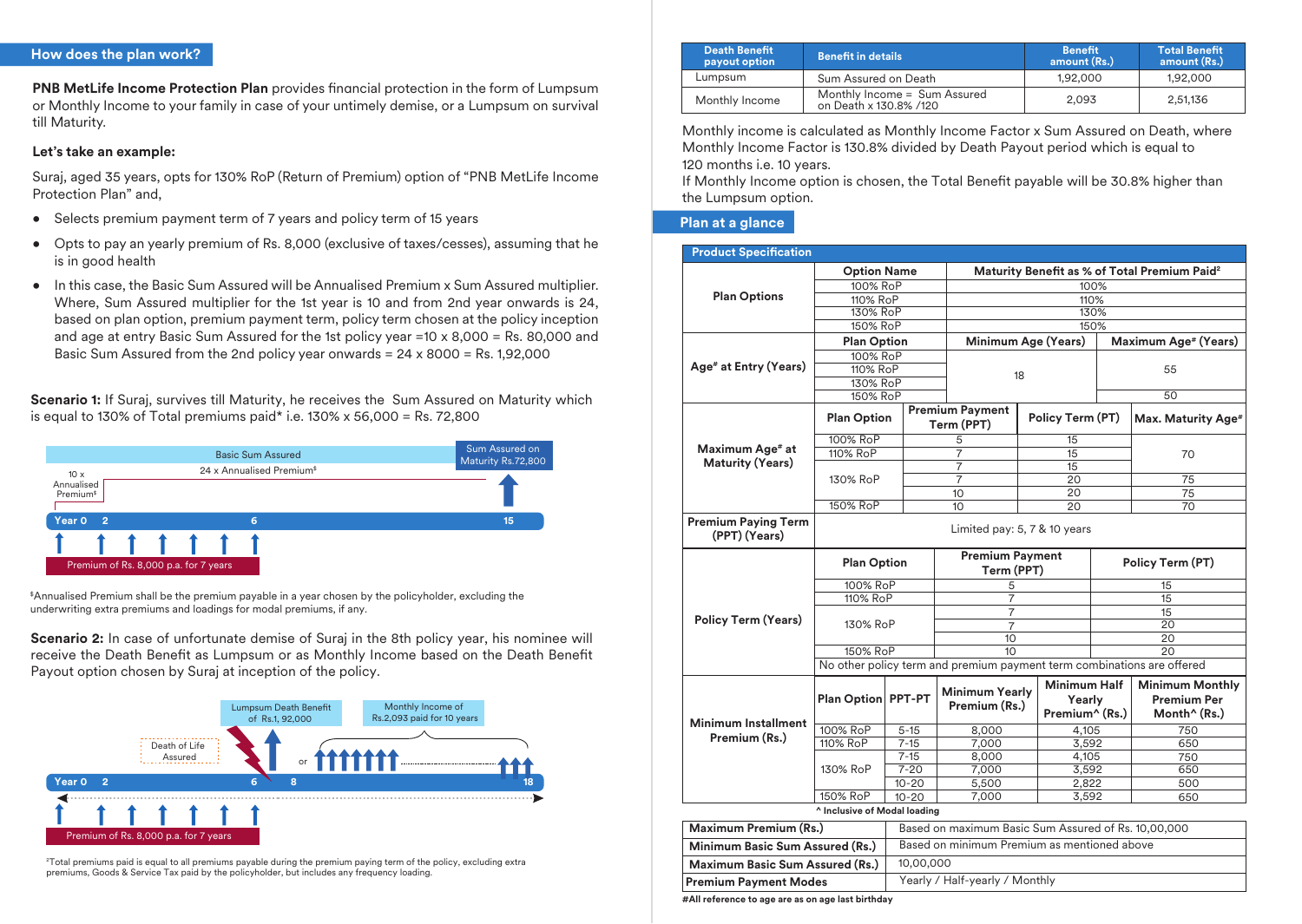## How does the plan work?

**PNB MetLife Income Protection Plan** provides financial protection in the form of Lumpsum or Monthly Income to your family in case of your untimely demise, or a Lumpsum on survival till Maturity.

**Let's take an example:**

Suraj, aged 35 years, opts for 130% RoP (Return of Premium) option of "PNB MetLife Income Protection Plan" and,

- Selects premium payment term of 7 years and policy term of 15 years
- Opts to pay an yearly premium of Rs. 8,000 (exclusive of taxes/cesses), assuming that he is in good health
- In this case, the Basic Sum Assured will be Annualised Premium x Sum Assured multiplier. Where, Sum Assured multiplier for the 1st year is 10 and from 2nd year onwards is 24, based on plan option, premium payment term, policy term chosen at the policy inception and age at entry Basic Sum Assured for the 1st policy year =10 x 8,000 = Rs. 80,000 and Basic Sum Assured from the 2nd policy year onwards = 24 x 8000 = Rs. 1,92,000

**Scenario 1:** If Suraj, survives till Maturity, he receives the Sum Assured on Maturity which is equal to 130% of Total premiums paid* i.e. 130% x 56,000 = Rs. 72,800

Basic Sum Assured | 10 x Annualised Premium$ | 24 x Annualised Premium$ | Sum Assured on Maturity Rs.72,800 | Year 0 | 2 | 6 | 15 | Premium of Rs. 8,000 p.a. for 7 years

$Annualised Premium shall be the premium payable in a year chosen by the policyholder, excluding the underwriting extra premiums and loadings for modal premiums, if any.

**Scenario 2:** In case of unfortunate demise of Suraj in the 8th policy year, his nominee will receive the Death Benefit as Lumpsum or as Monthly Income based on the Death Benefit Payout option chosen by Suraj at inception of the policy.

Lumpsum Death Benefit of Rs.1, 92,000 | or | Monthly Income of Rs.2,093 paid for 10 years | Death of Life Assured | Year 0 | 2 | 6 | 8 | 18 | Premium of Rs. 8,000 p.a. for 7 years

²Total premiums paid is equal to all premiums payable during the premium paying term of the policy, excluding extra premiums, Goods & Service Tax paid by the policyholder, but includes any frequency loading.

| Death Benefit payout option | Benefit in details | Benefit amount (Rs.) | Total Benefit amount (Rs.) |
|---|---|---|---|
| Lumpsum | Sum Assured on Death | 1,92,000 | 1,92,000 |
| Monthly Income | Monthly Income = Sum Assured on Death x 130.8% /120 | 2,093 | 2,51,136 |

Monthly income is calculated as Monthly Income Factor x Sum Assured on Death, where Monthly Income Factor is 130.8% divided by Death Payout period which is equal to 120 months i.e. 10 years.
If Monthly Income option is chosen, the Total Benefit payable will be 30.8% higher than the Lumpsum option.

## Plan at a glance

**Product Specification**

| Plan Options | Option Name | Maturity Benefit as % of Total Premium Paid² |
|---|---|---|
| | 100% RoP | 100% |
| | 110% RoP | 110% |
| | 130% RoP | 130% |
| | 150% RoP | 150% |

| Age# at Entry (Years) | Plan Option | Minimum Age (Years) | Maximum Age# (Years) |
|---|---|---|---|
| | 100% RoP | 18 | 55 |
| | 110% RoP | 18 | 55 |
| | 130% RoP | 18 | 55 |
| | 150% RoP | 18 | 50 |

| Maximum Age# at Maturity (Years) | Plan Option | Premium Payment Term (PPT) | Policy Term (PT) | Max. Maturity Age# |
|---|---|---|---|---|
| | 100% RoP | 5 | 15 | 70 |
| | 110% RoP | 7 | 15 | 70 |
| | 130% RoP | 7 | 15 | 70 |
| | 130% RoP | 7 | 20 | 75 |
| | 130% RoP | 10 | 20 | 75 |
| | 150% RoP | 10 | 20 | 70 |

| Premium Paying Term (PPT) (Years) | Limited pay: 5, 7 & 10 years |
|---|---|

| Policy Term (Years) | Plan Option | Premium Payment Term (PPT) | Policy Term (PT) |
|---|---|---|---|
| | 100% RoP | 5 | 15 |
| | 110% RoP | 7 | 15 |
| | 130% RoP | 7 | 15 |
| | 130% RoP | 7 | 20 |
| | 130% RoP | 10 | 20 |
| | 150% RoP | 10 | 20 |
| | No other policy term and premium payment term combinations are offered | | |

| Minimum Installment Premium (Rs.) | Plan Option | PPT-PT | Minimum Yearly Premium (Rs.) | Minimum Half Yearly Premium^ (Rs.) | Minimum Monthly Premium Per Month^ (Rs.) |
|---|---|---|---|---|---|
| | 100% RoP | 5-15 | 8,000 | 4,105 | 750 |
| | 110% RoP | 7-15 | 7,000 | 3,592 | 650 |
| | 130% RoP | 7-15 | 8,000 | 4,105 | 750 |
| | 130% RoP | 7-20 | 7,000 | 3,592 | 650 |
| | 130% RoP | 10-20 | 5,500 | 2,822 | 500 |
| | 150% RoP | 10-20 | 7,000 | 3,592 | 650 |

^ Inclusive of Modal loading

| Maximum Premium (Rs.) | Based on maximum Basic Sum Assured of Rs. 10,00,000 |
|---|---|
| Minimum Basic Sum Assured (Rs.) | Based on minimum Premium as mentioned above |
| Maximum Basic Sum Assured (Rs.) | 10,00,000 |
| Premium Payment Modes | Yearly / Half-yearly / Monthly |

#All reference to age are as on age last birthday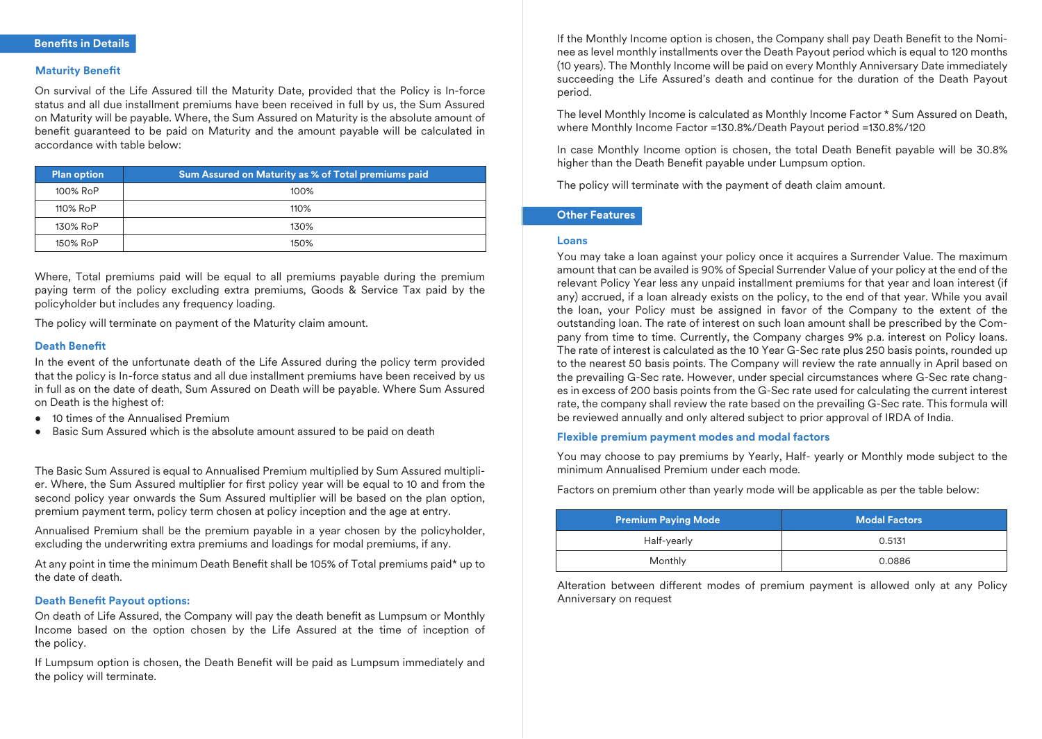## Benefits in Details

### Maturity Benefit

On survival of the Life Assured till the Maturity Date, provided that the Policy is In-force status and all due installment premiums have been received in full by us, the Sum Assured on Maturity will be payable. Where, the Sum Assured on Maturity is the absolute amount of benefit guaranteed to be paid on Maturity and the amount payable will be calculated in accordance with table below:

| Plan option | Sum Assured on Maturity as % of Total premiums paid |
|---|---|
| 100% RoP | 100% |
| 110% RoP | 110% |
| 130% RoP | 130% |
| 150% RoP | 150% |

Where, Total premiums paid will be equal to all premiums payable during the premium paying term of the policy excluding extra premiums, Goods & Service Tax paid by the policyholder but includes any frequency loading.

The policy will terminate on payment of the Maturity claim amount.

### Death Benefit

In the event of the unfortunate death of the Life Assured during the policy term provided that the policy is In-force status and all due installment premiums have been received by us in full as on the date of death, Sum Assured on Death will be payable. Where Sum Assured on Death is the highest of:

- 10 times of the Annualised Premium
- Basic Sum Assured which is the absolute amount assured to be paid on death

The Basic Sum Assured is equal to Annualised Premium multiplied by Sum Assured multiplier. Where, the Sum Assured multiplier for first policy year will be equal to 10 and from the second policy year onwards the Sum Assured multiplier will be based on the plan option, premium payment term, policy term chosen at policy inception and the age at entry.

Annualised Premium shall be the premium payable in a year chosen by the policyholder, excluding the underwriting extra premiums and loadings for modal premiums, if any.

At any point in time the minimum Death Benefit shall be 105% of Total premiums paid* up to the date of death.

### Death Benefit Payout options:

On death of Life Assured, the Company will pay the death benefit as Lumpsum or Monthly Income based on the option chosen by the Life Assured at the time of inception of the policy.

If Lumpsum option is chosen, the Death Benefit will be paid as Lumpsum immediately and the policy will terminate.

If the Monthly Income option is chosen, the Company shall pay Death Benefit to the Nominee as level monthly installments over the Death Payout period which is equal to 120 months (10 years). The Monthly Income will be paid on every Monthly Anniversary Date immediately succeeding the Life Assured's death and continue for the duration of the Death Payout period.

The level Monthly Income is calculated as Monthly Income Factor * Sum Assured on Death, where Monthly Income Factor =130.8%/Death Payout period =130.8%/120

In case Monthly Income option is chosen, the total Death Benefit payable will be 30.8% higher than the Death Benefit payable under Lumpsum option.

The policy will terminate with the payment of death claim amount.

## Other Features

### Loans

You may take a loan against your policy once it acquires a Surrender Value. The maximum amount that can be availed is 90% of Special Surrender Value of your policy at the end of the relevant Policy Year less any unpaid installment premiums for that year and loan interest (if any) accrued, if a loan already exists on the policy, to the end of that year. While you avail the loan, your Policy must be assigned in favor of the Company to the extent of the outstanding loan. The rate of interest on such loan amount shall be prescribed by the Company from time to time. Currently, the Company charges 9% p.a. interest on Policy loans. The rate of interest is calculated as the 10 Year G-Sec rate plus 250 basis points, rounded up to the nearest 50 basis points. The Company will review the rate annually in April based on the prevailing G-Sec rate. However, under special circumstances where G-Sec rate changes in excess of 200 basis points from the G-Sec rate used for calculating the current interest rate, the company shall review the rate based on the prevailing G-Sec rate. This formula will be reviewed annually and only altered subject to prior approval of IRDA of India.

### Flexible premium payment modes and modal factors

You may choose to pay premiums by Yearly, Half- yearly or Monthly mode subject to the minimum Annualised Premium under each mode.

Factors on premium other than yearly mode will be applicable as per the table below:

| Premium Paying Mode | Modal Factors |
|---|---|
| Half-yearly | 0.5131 |
| Monthly | 0.0886 |

Alteration between different modes of premium payment is allowed only at any Policy Anniversary on request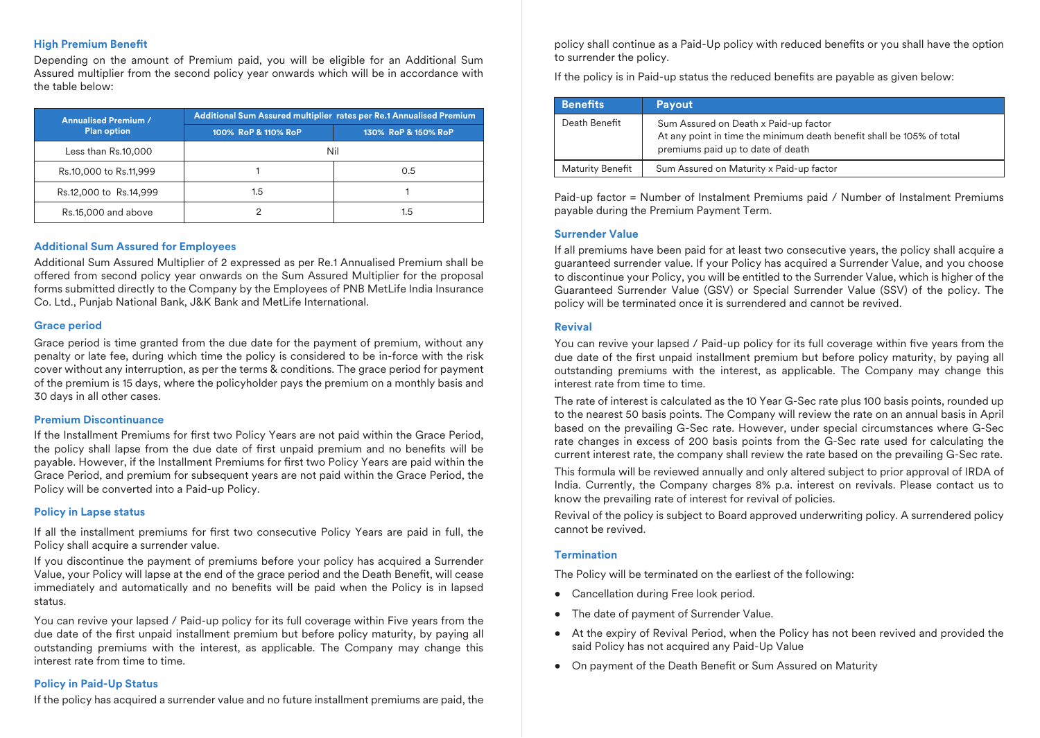### High Premium Benefit

Depending on the amount of Premium paid, you will be eligible for an Additional Sum Assured multiplier from the second policy year onwards which will be in accordance with the table below:

| Annualised Premium / Plan option | Additional Sum Assured multiplier rates per Re.1 Annualised Premium | |
|---|---|---|
| | 100% RoP & 110% RoP | 130% RoP & 150% RoP |
| Less than Rs.10,000 | Nil | |
| Rs.10,000 to Rs.11,999 | 1 | 0.5 |
| Rs.12,000 to Rs.14,999 | 1.5 | 1 |
| Rs.15,000 and above | 2 | 1.5 |

### Additional Sum Assured for Employees

Additional Sum Assured Multiplier of 2 expressed as per Re.1 Annualised Premium shall be offered from second policy year onwards on the Sum Assured Multiplier for the proposal forms submitted directly to the Company by the Employees of PNB MetLife India Insurance Co. Ltd., Punjab National Bank, J&K Bank and MetLife International.

### Grace period

Grace period is time granted from the due date for the payment of premium, without any penalty or late fee, during which time the policy is considered to be in-force with the risk cover without any interruption, as per the terms & conditions. The grace period for payment of the premium is 15 days, where the policyholder pays the premium on a monthly basis and 30 days in all other cases.

### Premium Discontinuance

If the Installment Premiums for first two Policy Years are not paid within the Grace Period, the policy shall lapse from the due date of first unpaid premium and no benefits will be payable. However, if the Installment Premiums for first two Policy Years are paid within the Grace Period, and premium for subsequent years are not paid within the Grace Period, the Policy will be converted into a Paid-up Policy.

### Policy in Lapse status

If all the installment premiums for first two consecutive Policy Years are paid in full, the Policy shall acquire a surrender value.

If you discontinue the payment of premiums before your policy has acquired a Surrender Value, your Policy will lapse at the end of the grace period and the Death Benefit, will cease immediately and automatically and no benefits will be paid when the Policy is in lapsed status.

You can revive your lapsed / Paid-up policy for its full coverage within Five years from the due date of the first unpaid installment premium but before policy maturity, by paying all outstanding premiums with the interest, as applicable. The Company may change this interest rate from time to time.

### Policy in Paid-Up Status

If the policy has acquired a surrender value and no future installment premiums are paid, the policy shall continue as a Paid-Up policy with reduced benefits or you shall have the option to surrender the policy.

If the policy is in Paid-up status the reduced benefits are payable as given below:

| Benefits | Payout |
|---|---|
| Death Benefit | Sum Assured on Death x Paid-up factor<br>At any point in time the minimum death benefit shall be 105% of total premiums paid up to date of death |
| Maturity Benefit | Sum Assured on Maturity x Paid-up factor |

Paid-up factor = Number of Instalment Premiums paid / Number of Instalment Premiums payable during the Premium Payment Term.

### Surrender Value

If all premiums have been paid for at least two consecutive years, the policy shall acquire a guaranteed surrender value. If your Policy has acquired a Surrender Value, and you choose to discontinue your Policy, you will be entitled to the Surrender Value, which is higher of the Guaranteed Surrender Value (GSV) or Special Surrender Value (SSV) of the policy. The policy will be terminated once it is surrendered and cannot be revived.

### Revival

You can revive your lapsed / Paid-up policy for its full coverage within five years from the due date of the first unpaid installment premium but before policy maturity, by paying all outstanding premiums with the interest, as applicable. The Company may change this interest rate from time to time.

The rate of interest is calculated as the 10 Year G-Sec rate plus 100 basis points, rounded up to the nearest 50 basis points. The Company will review the rate on an annual basis in April based on the prevailing G-Sec rate. However, under special circumstances where G-Sec rate changes in excess of 200 basis points from the G-Sec rate used for calculating the current interest rate, the company shall review the rate based on the prevailing G-Sec rate.

This formula will be reviewed annually and only altered subject to prior approval of IRDA of India. Currently, the Company charges 8% p.a. interest on revivals. Please contact us to know the prevailing rate of interest for revival of policies.

Revival of the policy is subject to Board approved underwriting policy. A surrendered policy cannot be revived.

### Termination

The Policy will be terminated on the earliest of the following:

- Cancellation during Free look period.
- The date of payment of Surrender Value.
- At the expiry of Revival Period, when the Policy has not been revived and provided the said Policy has not acquired any Paid-Up Value
- On payment of the Death Benefit or Sum Assured on Maturity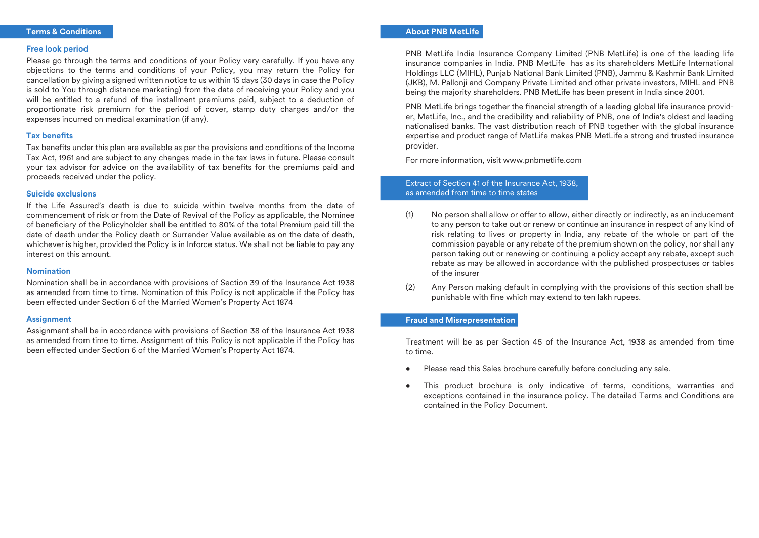## Terms & Conditions

### Free look period

Please go through the terms and conditions of your Policy very carefully. If you have any objections to the terms and conditions of your Policy, you may return the Policy for cancellation by giving a signed written notice to us within 15 days (30 days in case the Policy is sold to You through distance marketing) from the date of receiving your Policy and you will be entitled to a refund of the installment premiums paid, subject to a deduction of proportionate risk premium for the period of cover, stamp duty charges and/or the expenses incurred on medical examination (if any).

### Tax benefits

Tax benefits under this plan are available as per the provisions and conditions of the Income Tax Act, 1961 and are subject to any changes made in the tax laws in future. Please consult your tax advisor for advice on the availability of tax benefits for the premiums paid and proceeds received under the policy.

### Suicide exclusions

If the Life Assured's death is due to suicide within twelve months from the date of commencement of risk or from the Date of Revival of the Policy as applicable, the Nominee of beneficiary of the Policyholder shall be entitled to 80% of the total Premium paid till the date of death under the Policy death or Surrender Value available as on the date of death, whichever is higher, provided the Policy is in Inforce status. We shall not be liable to pay any interest on this amount.

### Nomination

Nomination shall be in accordance with provisions of Section 39 of the Insurance Act 1938 as amended from time to time. Nomination of this Policy is not applicable if the Policy has been effected under Section 6 of the Married Women's Property Act 1874

### Assignment

Assignment shall be in accordance with provisions of Section 38 of the Insurance Act 1938 as amended from time to time. Assignment of this Policy is not applicable if the Policy has been effected under Section 6 of the Married Women's Property Act 1874.

## About PNB MetLife

PNB MetLife India Insurance Company Limited (PNB MetLife) is one of the leading life insurance companies in India. PNB MetLife has as its shareholders MetLife International Holdings LLC (MIHL), Punjab National Bank Limited (PNB), Jammu & Kashmir Bank Limited (JKB), M. Pallonji and Company Private Limited and other private investors, MIHL and PNB being the majority shareholders. PNB MetLife has been present in India since 2001.

PNB MetLife brings together the financial strength of a leading global life insurance provider, MetLife, Inc., and the credibility and reliability of PNB, one of India's oldest and leading nationalised banks. The vast distribution reach of PNB together with the global insurance expertise and product range of MetLife makes PNB MetLife a strong and trusted insurance provider.

For more information, visit www.pnbmetlife.com

## Extract of Section 41 of the Insurance Act, 1938, as amended from time to time states

(1) No person shall allow or offer to allow, either directly or indirectly, as an inducement to any person to take out or renew or continue an insurance in respect of any kind of risk relating to lives or property in India, any rebate of the whole or part of the commission payable or any rebate of the premium shown on the policy, nor shall any person taking out or renewing or continuing a policy accept any rebate, except such rebate as may be allowed in accordance with the published prospectuses or tables of the insurer

(2) Any Person making default in complying with the provisions of this section shall be punishable with fine which may extend to ten lakh rupees.

## Fraud and Misrepresentation

Treatment will be as per Section 45 of the Insurance Act, 1938 as amended from time to time.

- Please read this Sales brochure carefully before concluding any sale.
- This product brochure is only indicative of terms, conditions, warranties and exceptions contained in the insurance policy. The detailed Terms and Conditions are contained in the Policy Document.